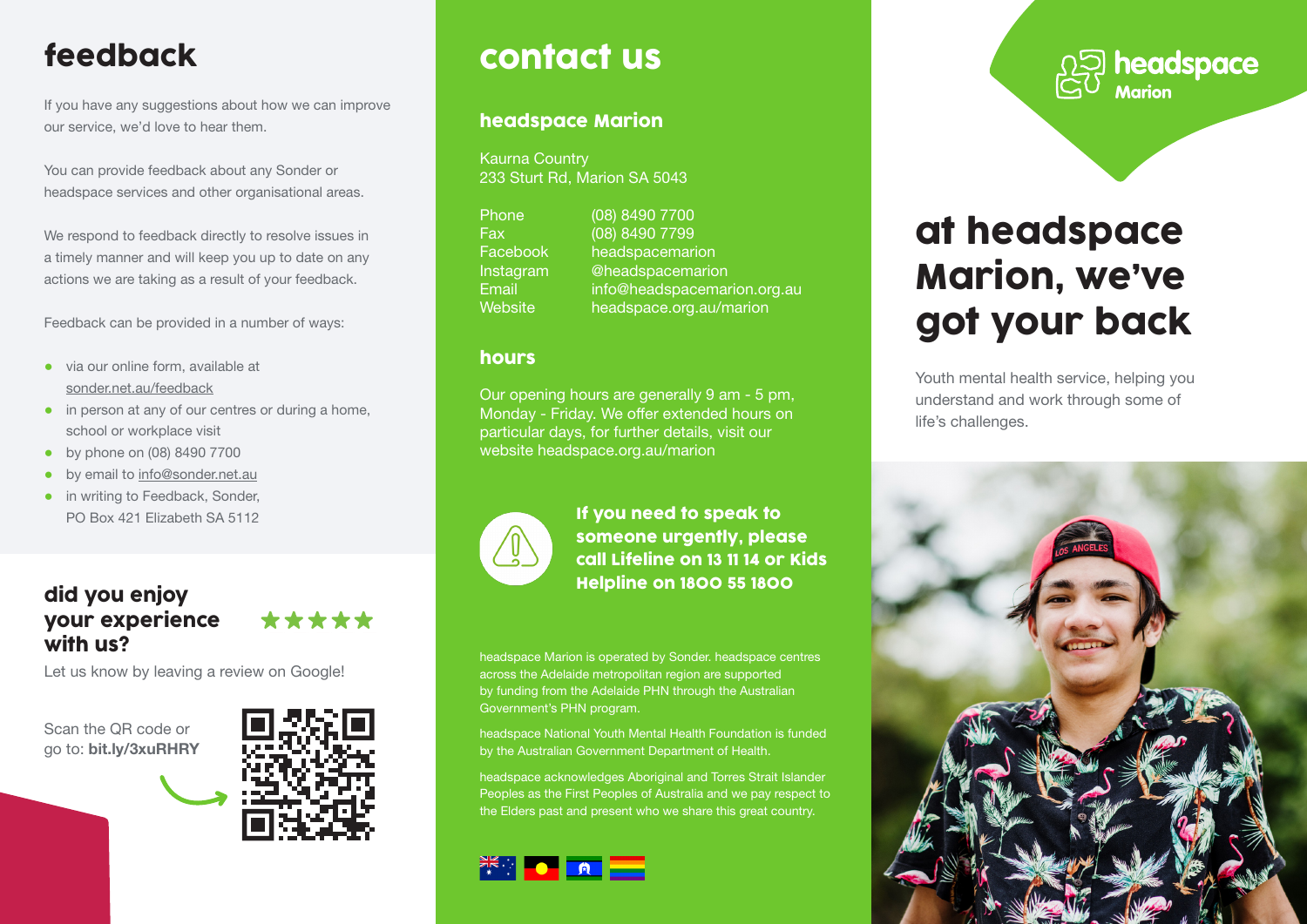## feedback

If you have any suggestions about how we can improve our service, we'd love to hear them.

You can provide feedback about any Sonder or headspace services and other organisational areas.

We respond to feedback directly to resolve issues in a timely manner and will keep you up to date on any actions we are taking as a result of your feedback.

Feedback can be provided in a number of ways:

- via our online form, available at sonder.net.au/feedback
- in person at any of our centres or during a home, school or workplace visit
- by phone on (08) 8490 7700
- by email to info@sonder.net.au
- in writing to Feedback, Sonder, PO Box 421 Elizabeth SA 5112

### did you enjoy your experience with us?

★★★★★

Let us know by leaving a review on Google!

Scan the QR code or go to: **bit.ly/3xuRHRY**

## contact us

### headspace Marion

Kaurna Country
233 Sturt Rd, Marion SA 5043

| | |
|---|---|
| Phone | (08) 8490 7700 |
| Fax | (08) 8490 7799 |
| Facebook | headspacemarion |
| Instagram | @headspacemarion |
| Email | info@headspacemarion.org.au |
| Website | headspace.org.au/marion |

### hours

Our opening hours are generally 9 am - 5 pm, Monday - Friday. We offer extended hours on particular days, for further details, visit our website headspace.org.au/marion

**If you need to speak to someone urgently, please call Lifeline on 13 11 14 or Kids Helpline on 1800 55 1800**

headspace Marion is operated by Sonder. headspace centres across the Adelaide metropolitan region are supported by funding from the Adelaide PHN through the Australian Government's PHN program.

headspace National Youth Mental Health Foundation is funded by the Australian Government Department of Health.

headspace acknowledges Aboriginal and Torres Strait Islander Peoples as the First Peoples of Australia and we pay respect to the Elders past and present who we share this great country.

headspace Marion

# at headspace Marion, we've got your back

Youth mental health service, helping you understand and work through some of life's challenges.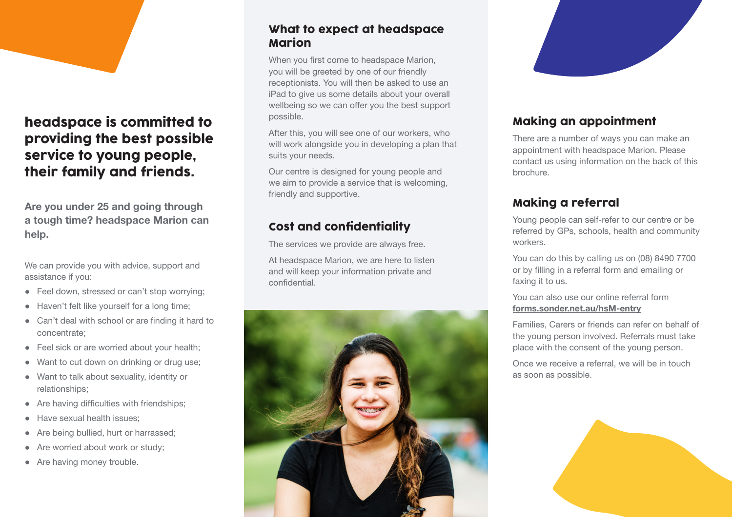## headspace is committed to providing the best possible service to young people, their family and friends.

**Are you under 25 and going through a tough time? headspace Marion can help.**

We can provide you with advice, support and assistance if you:

- Feel down, stressed or can't stop worrying;
- Haven't felt like yourself for a long time;
- Can't deal with school or are finding it hard to concentrate;
- Feel sick or are worried about your health;
- Want to cut down on drinking or drug use;
- Want to talk about sexuality, identity or relationships;
- Are having difficulties with friendships;
- Have sexual health issues;
- Are being bullied, hurt or harrassed;
- Are worried about work or study;
- Are having money trouble.

## What to expect at headspace Marion

When you first come to headspace Marion, you will be greeted by one of our friendly receptionists. You will then be asked to use an iPad to give us some details about your overall wellbeing so we can offer you the best support possible.

After this, you will see one of our workers, who will work alongside you in developing a plan that suits your needs.

Our centre is designed for young people and we aim to provide a service that is welcoming, friendly and supportive.

## Cost and confidentiality

The services we provide are always free.

At headspace Marion, we are here to listen and will keep your information private and confidential.

## Making an appointment

There are a number of ways you can make an appointment with headspace Marion. Please contact us using information on the back of this brochure.

## Making a referral

Young people can self-refer to our centre or be referred by GPs, schools, health and community workers.

You can do this by calling us on (08) 8490 7700 or by filling in a referral form and emailing or faxing it to us.

You can also use our online referral form **forms.sonder.net.au/hsM-entry**

Families, Carers or friends can refer on behalf of the young person involved. Referrals must take place with the consent of the young person.

Once we receive a referral, we will be in touch as soon as possible.